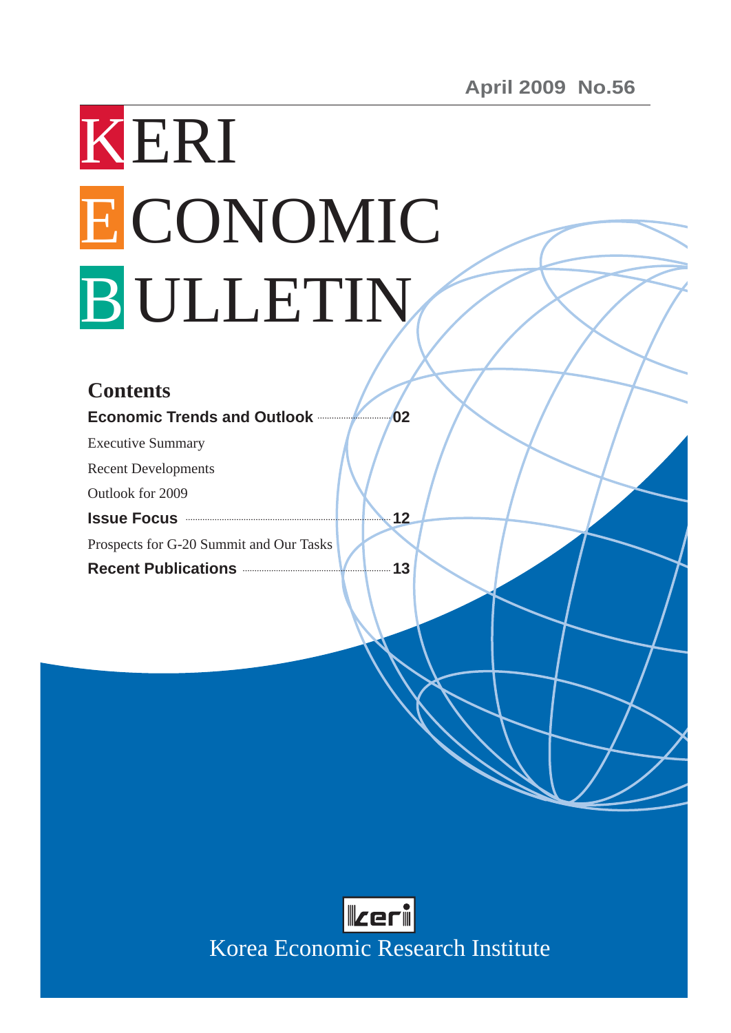April 2009 No.56

# KERI ECONOMIC BULLETIN

## Contents

**Economic Trends and Outlook** ............ 02

Executive Summary

Recent Developments

Outlook for 2009

**Issue Focus** ............ 12

Prospects for G-20 Summit and Our Tasks

**Recent Publications** ............ 13

keri

Korea Economic Research Institute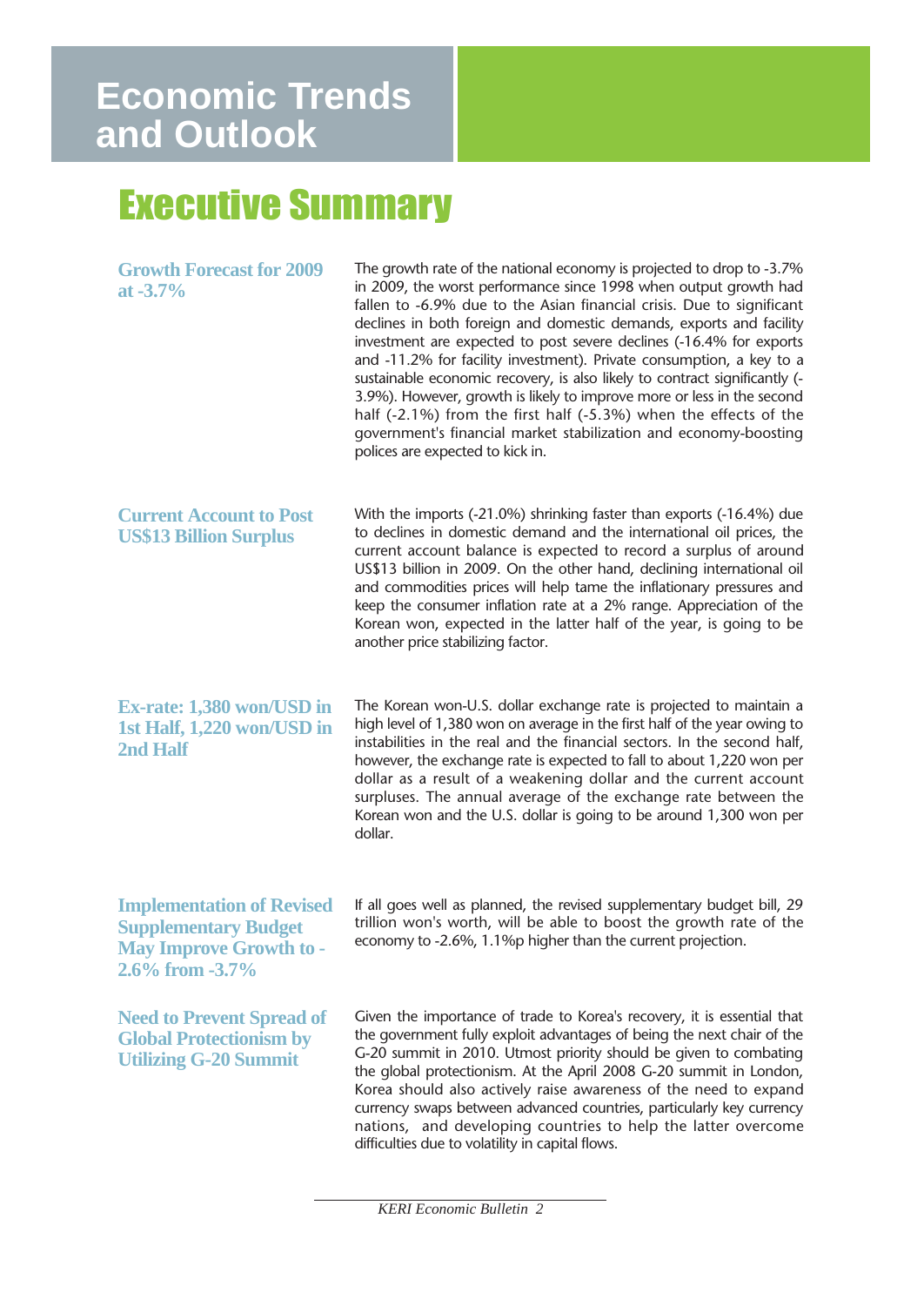# Economic Trends and Outlook

## Executive Summary

### Growth Forecast for 2009 at -3.7%

The growth rate of the national economy is projected to drop to -3.7% in 2009, the worst performance since 1998 when output growth had fallen to -6.9% due to the Asian financial crisis. Due to significant declines in both foreign and domestic demands, exports and facility investment are expected to post severe declines (-16.4% for exports and -11.2% for facility investment). Private consumption, a key to a sustainable economic recovery, is also likely to contract significantly (-3.9%). However, growth is likely to improve more or less in the second half (-2.1%) from the first half (-5.3%) when the effects of the government's financial market stabilization and economy-boosting polices are expected to kick in.

### Current Account to Post US$13 Billion Surplus

With the imports (-21.0%) shrinking faster than exports (-16.4%) due to declines in domestic demand and the international oil prices, the current account balance is expected to record a surplus of around US$13 billion in 2009. On the other hand, declining international oil and commodities prices will help tame the inflationary pressures and keep the consumer inflation rate at a 2% range. Appreciation of the Korean won, expected in the latter half of the year, is going to be another price stabilizing factor.

### Ex-rate: 1,380 won/USD in 1st Half, 1,220 won/USD in 2nd Half

The Korean won-U.S. dollar exchange rate is projected to maintain a high level of 1,380 won on average in the first half of the year owing to instabilities in the real and the financial sectors. In the second half, however, the exchange rate is expected to fall to about 1,220 won per dollar as a result of a weakening dollar and the current account surpluses. The annual average of the exchange rate between the Korean won and the U.S. dollar is going to be around 1,300 won per dollar.

### Implementation of Revised Supplementary Budget May Improve Growth to -2.6% from -3.7%

If all goes well as planned, the revised supplementary budget bill, 29 trillion won's worth, will be able to boost the growth rate of the economy to -2.6%, 1.1%p higher than the current projection.

### Need to Prevent Spread of Global Protectionism by Utilizing G-20 Summit

Given the importance of trade to Korea's recovery, it is essential that the government fully exploit advantages of being the next chair of the G-20 summit in 2010. Utmost priority should be given to combating the global protectionism. At the April 2008 G-20 summit in London, Korea should also actively raise awareness of the need to expand currency swaps between advanced countries, particularly key currency nations, and developing countries to help the latter overcome difficulties due to volatility in capital flows.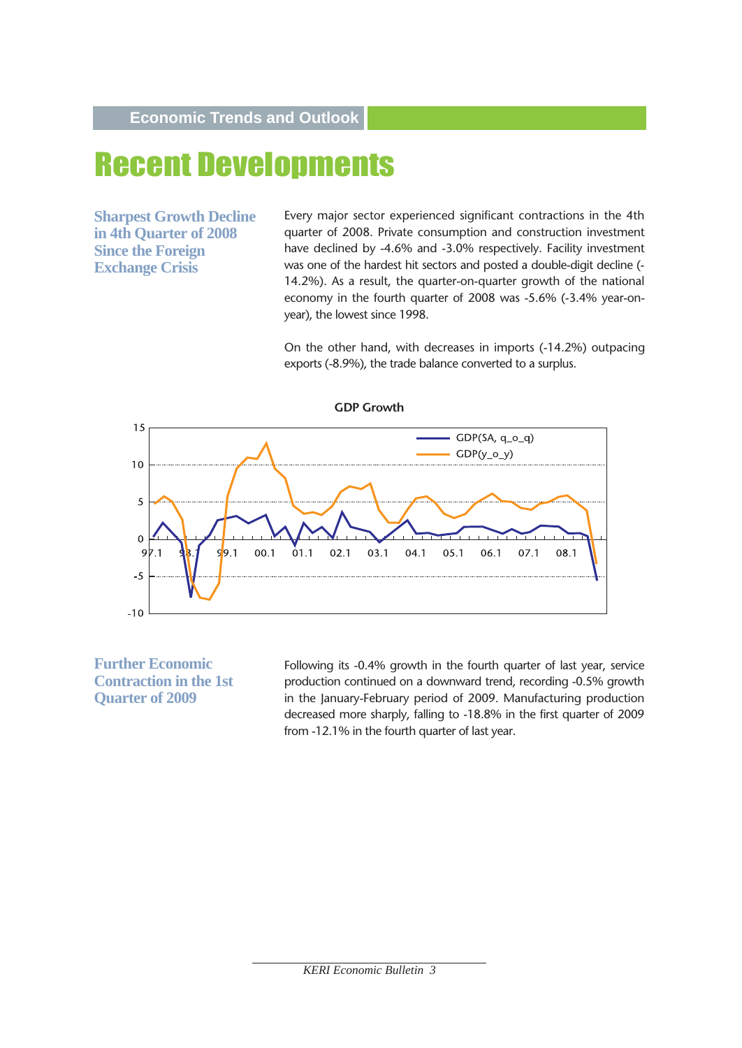Economic Trends and Outlook

# Recent Developments

## Sharpest Growth Decline in 4th Quarter of 2008 Since the Foreign Exchange Crisis

Every major sector experienced significant contractions in the 4th quarter of 2008. Private consumption and construction investment have declined by -4.6% and -3.0% respectively. Facility investment was one of the hardest hit sectors and posted a double-digit decline (-14.2%). As a result, the quarter-on-quarter growth of the national economy in the fourth quarter of 2008 was -5.6% (-3.4% year-on-year), the lowest since 1998.

On the other hand, with decreases in imports (-14.2%) outpacing exports (-8.9%), the trade balance converted to a surplus.

**GDP Growth**

## Further Economic Contraction in the 1st Quarter of 2009

Following its -0.4% growth in the fourth quarter of last year, service production continued on a downward trend, recording -0.5% growth in the January-February period of 2009. Manufacturing production decreased more sharply, falling to -18.8% in the first quarter of 2009 from -12.1% in the fourth quarter of last year.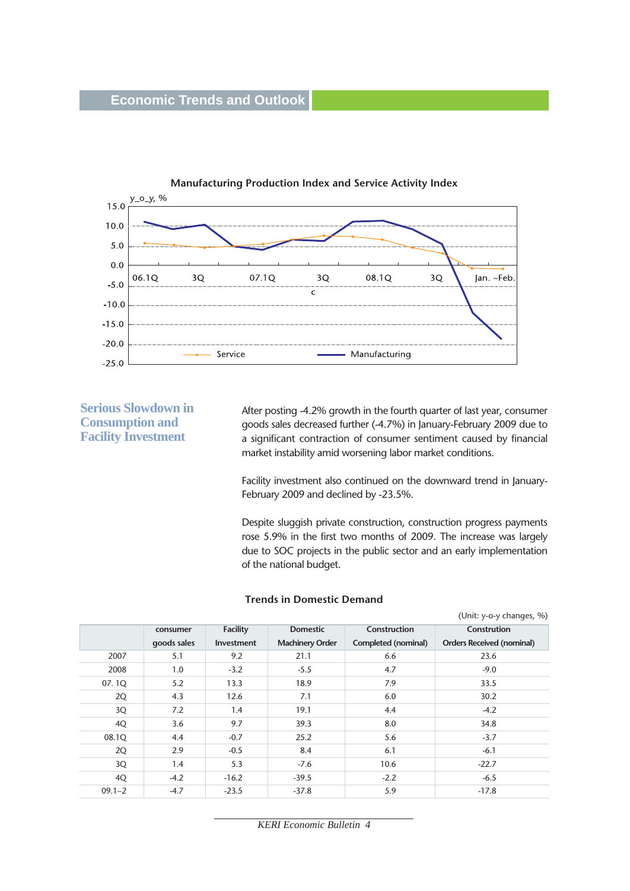**Manufacturing Production Index and Service Activity Index**

y_o_y, %

15.0
10.0
5.0
0.0
-5.0
-10.0
-15.0
-20.0
-25.0

06.1Q 3Q 07.1Q 3Q 08.1Q 3Q Jan. ~Feb.

Service Manufacturing

### Serious Slowdown in Consumption and Facility Investment

After posting -4.2% growth in the fourth quarter of last year, consumer goods sales decreased further (-4.7%) in January-February 2009 due to a significant contraction of consumer sentiment caused by financial market instability amid worsening labor market conditions.

Facility investment also continued on the downward trend in January-February 2009 and declined by -23.5%.

Despite sluggish private construction, construction progress payments rose 5.9% in the first two months of 2009. The increase was largely due to SOC projects in the public sector and an early implementation of the national budget.

**Trends in Domestic Demand**

(Unit: y-o-y changes, %)

| | consumer goods sales | Facility Investment | Domestic Machinery Order | Construction Completed (nominal) | Constrution Orders Received (nominal) |
|---|---|---|---|---|---|
| 2007 | 5.1 | 9.2 | 21.1 | 6.6 | 23.6 |
| 2008 | 1.0 | -3.2 | -5.5 | 4.7 | -9.0 |
| 07. 1Q | 5.2 | 13.3 | 18.9 | 7.9 | 33.5 |
| 2Q | 4.3 | 12.6 | 7.1 | 6.0 | 30.2 |
| 3Q | 7.2 | 1.4 | 19.1 | 4.4 | -4.2 |
| 4Q | 3.6 | 9.7 | 39.3 | 8.0 | 34.8 |
| 08.1Q | 4.4 | -0.7 | 25.2 | 5.6 | -3.7 |
| 2Q | 2.9 | -0.5 | 8.4 | 6.1 | -6.1 |
| 3Q | 1.4 | 5.3 | -7.6 | 10.6 | -22.7 |
| 4Q | -4.2 | -16.2 | -39.5 | -2.2 | -6.5 |
| 09.1~2 | -4.7 | -23.5 | -37.8 | 5.9 | -17.8 |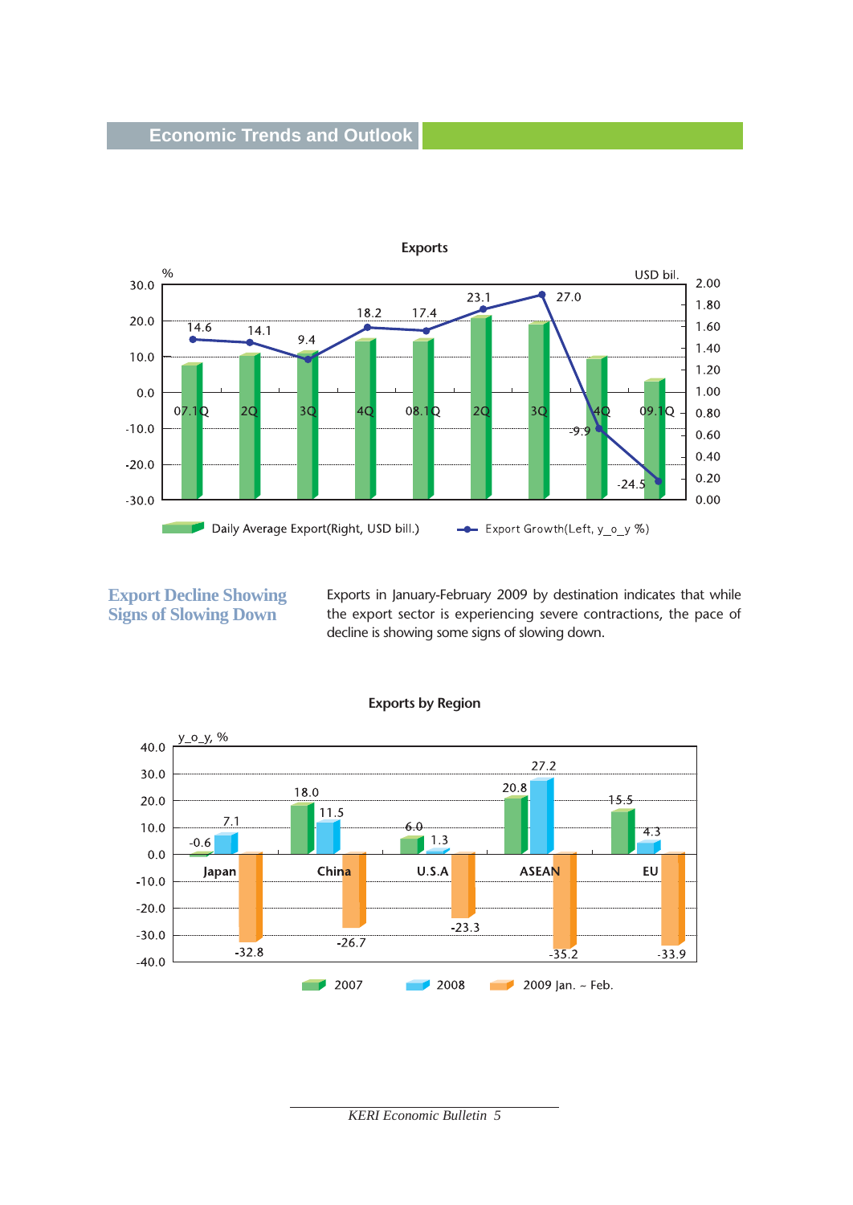**Exports**

| | 07.1Q | 2Q | 3Q | 4Q | 08.1Q | 2Q | 3Q | 4Q | 09.1Q |
|---|---|---|---|---|---|---|---|---|---|
| Export Growth (Left, y_o_y %) | 14.6 | 14.1 | 9.4 | 18.2 | 17.4 | 23.1 | 27.0 | -9.9 | -24.5 |

Daily Average Export(Right, USD bill.) Export Growth(Left, y_o_y %)

## Export Decline Showing Signs of Slowing Down

Exports in January-February 2009 by destination indicates that while the export sector is experiencing severe contractions, the pace of decline is showing some signs of slowing down.

**Exports by Region**

y_o_y, %

| | Japan | China | U.S.A | ASEAN | EU |
|---|---|---|---|---|---|
| 2007 | -0.6 | 18.0 | 6.0 | 20.8 | 15.5 |
| 2008 | 7.1 | 11.5 | 1.3 | 27.2 | 4.3 |
| 2009 Jan. ~ Feb. | -32.8 | -26.7 | -23.3 | -35.2 | -33.9 |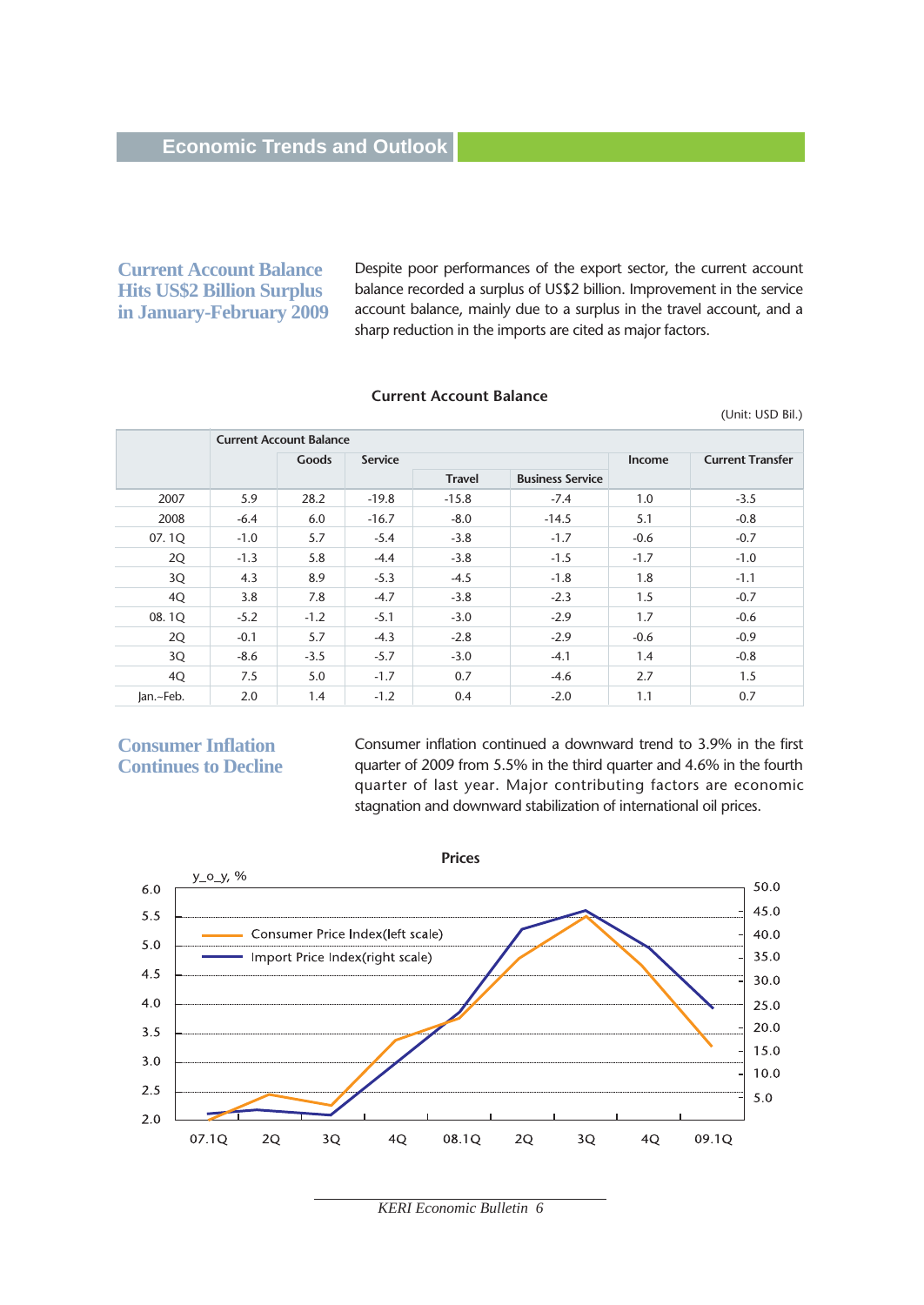## Current Account Balance Hits US$2 Billion Surplus in January-February 2009

Despite poor performances of the export sector, the current account balance recorded a surplus of US$2 billion. Improvement in the service account balance, mainly due to a surplus in the travel account, and a sharp reduction in the imports are cited as major factors.

**Current Account Balance**

(Unit: USD Bil.)

| | Current Account Balance | | | | | | |
|---|---|---|---|---|---|---|---|
| | | Goods | Service | | | Income | Current Transfer |
| | | | | Travel | Business Service | | |
| 2007 | 5.9 | 28.2 | -19.8 | -15.8 | -7.4 | 1.0 | -3.5 |
| 2008 | -6.4 | 6.0 | -16.7 | -8.0 | -14.5 | 5.1 | -0.8 |
| 07. 1Q | -1.0 | 5.7 | -5.4 | -3.8 | -1.7 | -0.6 | -0.7 |
| 2Q | -1.3 | 5.8 | -4.4 | -3.8 | -1.5 | -1.7 | -1.0 |
| 3Q | 4.3 | 8.9 | -5.3 | -4.5 | -1.8 | 1.8 | -1.1 |
| 4Q | 3.8 | 7.8 | -4.7 | -3.8 | -2.3 | 1.5 | -0.7 |
| 08. 1Q | -5.2 | -1.2 | -5.1 | -3.0 | -2.9 | 1.7 | -0.6 |
| 2Q | -0.1 | 5.7 | -4.3 | -2.8 | -2.9 | -0.6 | -0.9 |
| 3Q | -8.6 | -3.5 | -5.7 | -3.0 | -4.1 | 1.4 | -0.8 |
| 4Q | 7.5 | 5.0 | -1.7 | 0.7 | -4.6 | 2.7 | 1.5 |
| Jan.~Feb. | 2.0 | 1.4 | -1.2 | 0.4 | -2.0 | 1.1 | 0.7 |

## Consumer Inflation Continues to Decline

Consumer inflation continued a downward trend to 3.9% in the first quarter of 2009 from 5.5% in the third quarter and 4.6% in the fourth quarter of last year. Major contributing factors are economic stagnation and downward stabilization of international oil prices.

**Prices**

y_o_y, %

Consumer Price Index(left scale)
Import Price Index(right scale)

07.1Q 2Q 3Q 4Q 08.1Q 2Q 3Q 4Q 09.1Q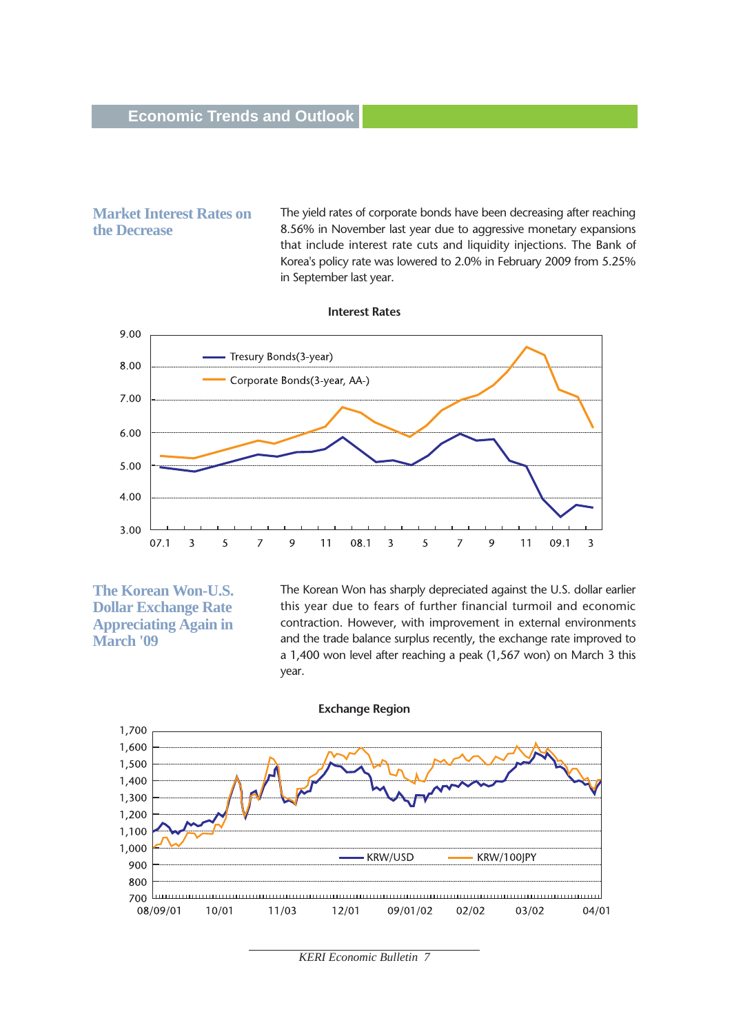## Market Interest Rates on the Decrease

The yield rates of corporate bonds have been decreasing after reaching 8.56% in November last year due to aggressive monetary expansions that include interest rate cuts and liquidity injections. The Bank of Korea's policy rate was lowered to 2.0% in February 2009 from 5.25% in September last year.

**Interest Rates**

## The Korean Won-U.S. Dollar Exchange Rate Appreciating Again in March '09

The Korean Won has sharply depreciated against the U.S. dollar earlier this year due to fears of further financial turmoil and economic contraction. However, with improvement in external environments and the trade balance surplus recently, the exchange rate improved to a 1,400 won level after reaching a peak (1,567 won) on March 3 this year.

**Exchange Region**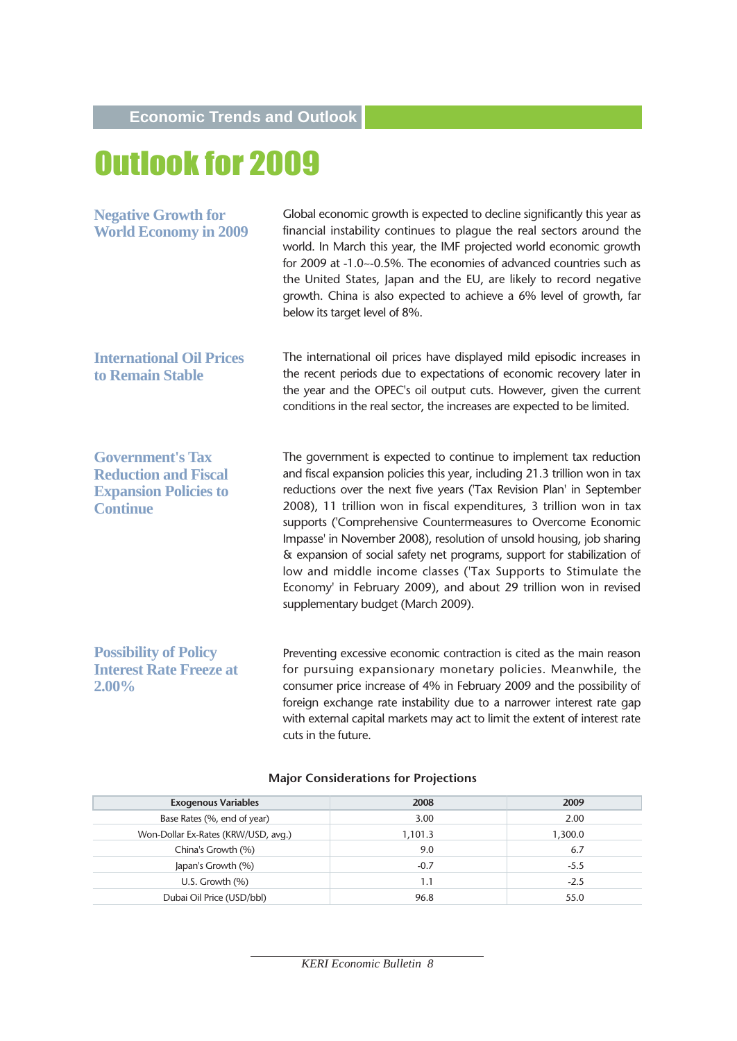# Outlook for 2009

### Negative Growth for World Economy in 2009

Global economic growth is expected to decline significantly this year as financial instability continues to plague the real sectors around the world. In March this year, the IMF projected world economic growth for 2009 at -1.0~-0.5%. The economies of advanced countries such as the United States, Japan and the EU, are likely to record negative growth. China is also expected to achieve a 6% level of growth, far below its target level of 8%.

### International Oil Prices to Remain Stable

The international oil prices have displayed mild episodic increases in the recent periods due to expectations of economic recovery later in the year and the OPEC's oil output cuts. However, given the current conditions in the real sector, the increases are expected to be limited.

### Government's Tax Reduction and Fiscal Expansion Policies to Continue

The government is expected to continue to implement tax reduction and fiscal expansion policies this year, including 21.3 trillion won in tax reductions over the next five years ('Tax Revision Plan' in September 2008), 11 trillion won in fiscal expenditures, 3 trillion won in tax supports ('Comprehensive Countermeasures to Overcome Economic Impasse' in November 2008), resolution of unsold housing, job sharing & expansion of social safety net programs, support for stabilization of low and middle income classes ('Tax Supports to Stimulate the Economy' in February 2009), and about 29 trillion won in revised supplementary budget (March 2009).

### Possibility of Policy Interest Rate Freeze at 2.00%

Preventing excessive economic contraction is cited as the main reason for pursuing expansionary monetary policies. Meanwhile, the consumer price increase of 4% in February 2009 and the possibility of foreign exchange rate instability due to a narrower interest rate gap with external capital markets may act to limit the extent of interest rate cuts in the future.

**Major Considerations for Projections**

| Exogenous Variables | 2008 | 2009 |
|---|---|---|
| Base Rates (%, end of year) | 3.00 | 2.00 |
| Won-Dollar Ex-Rates (KRW/USD, avg.) | 1,101.3 | 1,300.0 |
| China's Growth (%) | 9.0 | 6.7 |
| Japan's Growth (%) | -0.7 | -5.5 |
| U.S. Growth (%) | 1.1 | -2.5 |
| Dubai Oil Price (USD/bbl) | 96.8 | 55.0 |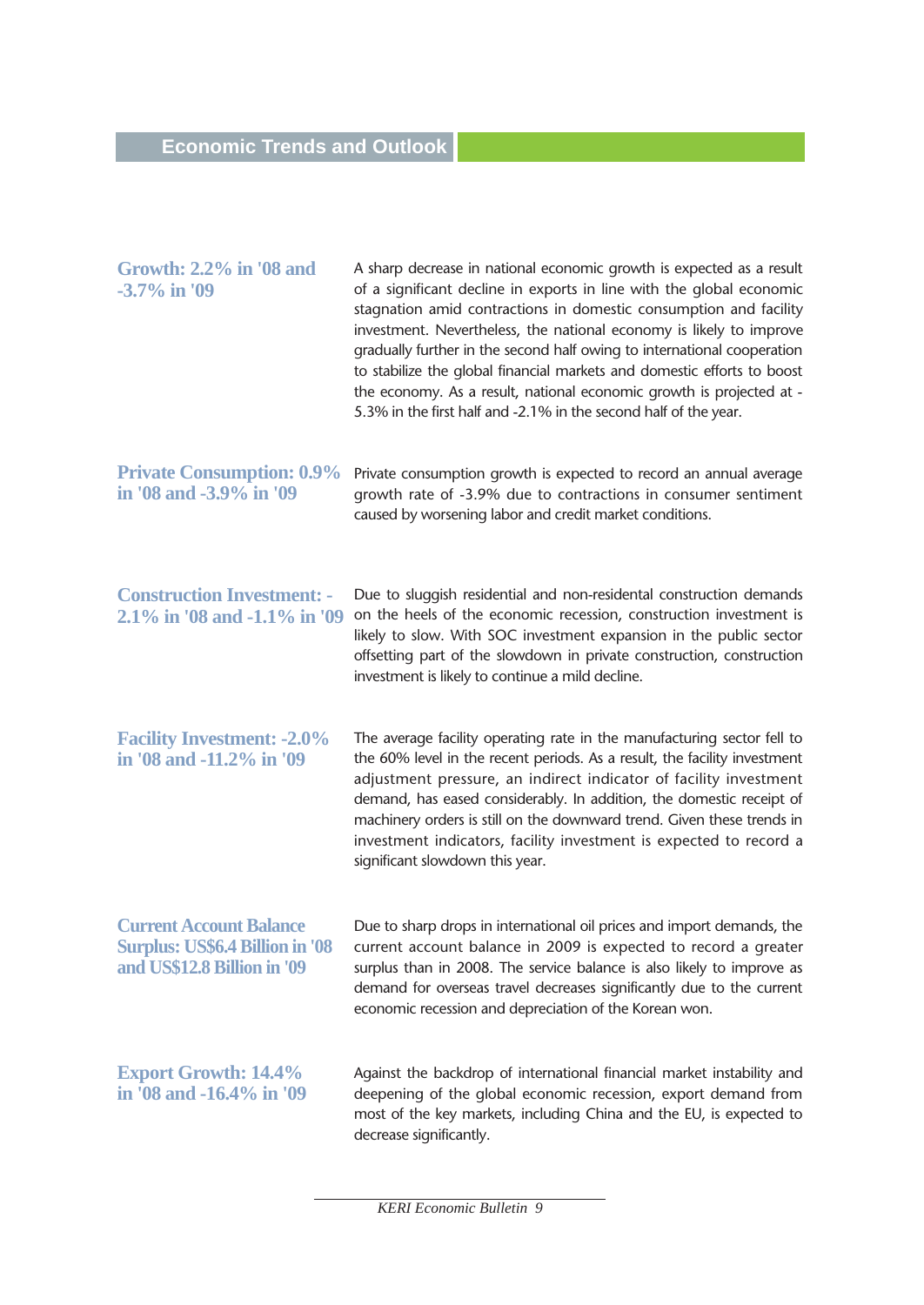## Economic Trends and Outlook

### Growth: 2.2% in '08 and -3.7% in '09

A sharp decrease in national economic growth is expected as a result of a significant decline in exports in line with the global economic stagnation amid contractions in domestic consumption and facility investment. Nevertheless, the national economy is likely to improve gradually further in the second half owing to international cooperation to stabilize the global financial markets and domestic efforts to boost the economy. As a result, national economic growth is projected at -5.3% in the first half and -2.1% in the second half of the year.

### Private Consumption: 0.9% in '08 and -3.9% in '09

Private consumption growth is expected to record an annual average growth rate of -3.9% due to contractions in consumer sentiment caused by worsening labor and credit market conditions.

### Construction Investment: -2.1% in '08 and -1.1% in '09

Due to sluggish residential and non-residental construction demands on the heels of the economic recession, construction investment is likely to slow. With SOC investment expansion in the public sector offsetting part of the slowdown in private construction, construction investment is likely to continue a mild decline.

### Facility Investment: -2.0% in '08 and -11.2% in '09

The average facility operating rate in the manufacturing sector fell to the 60% level in the recent periods. As a result, the facility investment adjustment pressure, an indirect indicator of facility investment demand, has eased considerably. In addition, the domestic receipt of machinery orders is still on the downward trend. Given these trends in investment indicators, facility investment is expected to record a significant slowdown this year.

### Current Account Balance Surplus: US$6.4 Billion in '08 and US$12.8 Billion in '09

Due to sharp drops in international oil prices and import demands, the current account balance in 2009 is expected to record a greater surplus than in 2008. The service balance is also likely to improve as demand for overseas travel decreases significantly due to the current economic recession and depreciation of the Korean won.

### Export Growth: 14.4% in '08 and -16.4% in '09

Against the backdrop of international financial market instability and deepening of the global economic recession, export demand from most of the key markets, including China and the EU, is expected to decrease significantly.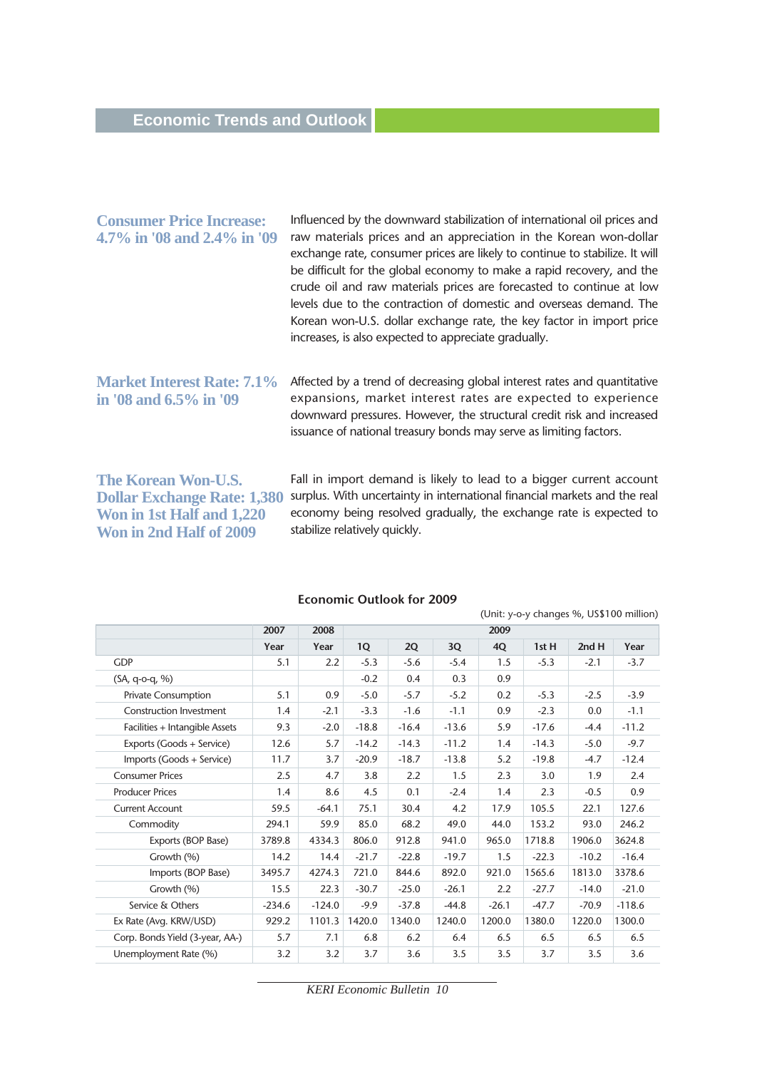## Economic Trends and Outlook

### Consumer Price Increase: 4.7% in '08 and 2.4% in '09

Influenced by the downward stabilization of international oil prices and raw materials prices and an appreciation in the Korean won-dollar exchange rate, consumer prices are likely to continue to stabilize. It will be difficult for the global economy to make a rapid recovery, and the crude oil and raw materials prices are forecasted to continue at low levels due to the contraction of domestic and overseas demand. The Korean won-U.S. dollar exchange rate, the key factor in import price increases, is also expected to appreciate gradually.

### Market Interest Rate: 7.1% in '08 and 6.5% in '09

Affected by a trend of decreasing global interest rates and quantitative expansions, market interest rates are expected to experience downward pressures. However, the structural credit risk and increased issuance of national treasury bonds may serve as limiting factors.

### The Korean Won-U.S. Dollar Exchange Rate: 1,380 Won in 1st Half and 1,220 Won in 2nd Half of 2009

Fall in import demand is likely to lead to a bigger current account surplus. With uncertainty in international financial markets and the real economy being resolved gradually, the exchange rate is expected to stabilize relatively quickly.

**Economic Outlook for 2009**

(Unit: y-o-y changes %, US$100 million)

| | 2007 | 2008 | 2009 | | | | | | |
|---|---|---|---|---|---|---|---|---|---|
| | Year | Year | 1Q | 2Q | 3Q | 4Q | 1st H | 2nd H | Year |
| GDP | 5.1 | 2.2 | -5.3 | -5.6 | -5.4 | 1.5 | -5.3 | -2.1 | -3.7 |
| (SA, q-o-q, %) | | | -0.2 | 0.4 | 0.3 | 0.9 | | | |
| Private Consumption | 5.1 | 0.9 | -5.0 | -5.7 | -5.2 | 0.2 | -5.3 | -2.5 | -3.9 |
| Construction Investment | 1.4 | -2.1 | -3.3 | -1.6 | -1.1 | 0.9 | -2.3 | 0.0 | -1.1 |
| Facilities + Intangible Assets | 9.3 | -2.0 | -18.8 | -16.4 | -13.6 | 5.9 | -17.6 | -4.4 | -11.2 |
| Exports (Goods + Service) | 12.6 | 5.7 | -14.2 | -14.3 | -11.2 | 1.4 | -14.3 | -5.0 | -9.7 |
| Imports (Goods + Service) | 11.7 | 3.7 | -20.9 | -18.7 | -13.8 | 5.2 | -19.8 | -4.7 | -12.4 |
| Consumer Prices | 2.5 | 4.7 | 3.8 | 2.2 | 1.5 | 2.3 | 3.0 | 1.9 | 2.4 |
| Producer Prices | 1.4 | 8.6 | 4.5 | 0.1 | -2.4 | 1.4 | 2.3 | -0.5 | 0.9 |
| Current Account | 59.5 | -64.1 | 75.1 | 30.4 | 4.2 | 17.9 | 105.5 | 22.1 | 127.6 |
| Commodity | 294.1 | 59.9 | 85.0 | 68.2 | 49.0 | 44.0 | 153.2 | 93.0 | 246.2 |
| Exports (BOP Base) | 3789.8 | 4334.3 | 806.0 | 912.8 | 941.0 | 965.0 | 1718.8 | 1906.0 | 3624.8 |
| Growth (%) | 14.2 | 14.4 | -21.7 | -22.8 | -19.7 | 1.5 | -22.3 | -10.2 | -16.4 |
| Imports (BOP Base) | 3495.7 | 4274.3 | 721.0 | 844.6 | 892.0 | 921.0 | 1565.6 | 1813.0 | 3378.6 |
| Growth (%) | 15.5 | 22.3 | -30.7 | -25.0 | -26.1 | 2.2 | -27.7 | -14.0 | -21.0 |
| Service & Others | -234.6 | -124.0 | -9.9 | -37.8 | -44.8 | -26.1 | -47.7 | -70.9 | -118.6 |
| Ex Rate (Avg. KRW/USD) | 929.2 | 1101.3 | 1420.0 | 1340.0 | 1240.0 | 1200.0 | 1380.0 | 1220.0 | 1300.0 |
| Corp. Bonds Yield (3-year, AA-) | 5.7 | 7.1 | 6.8 | 6.2 | 6.4 | 6.5 | 6.5 | 6.5 | 6.5 |
| Unemployment Rate (%) | 3.2 | 3.2 | 3.7 | 3.6 | 3.5 | 3.5 | 3.7 | 3.5 | 3.6 |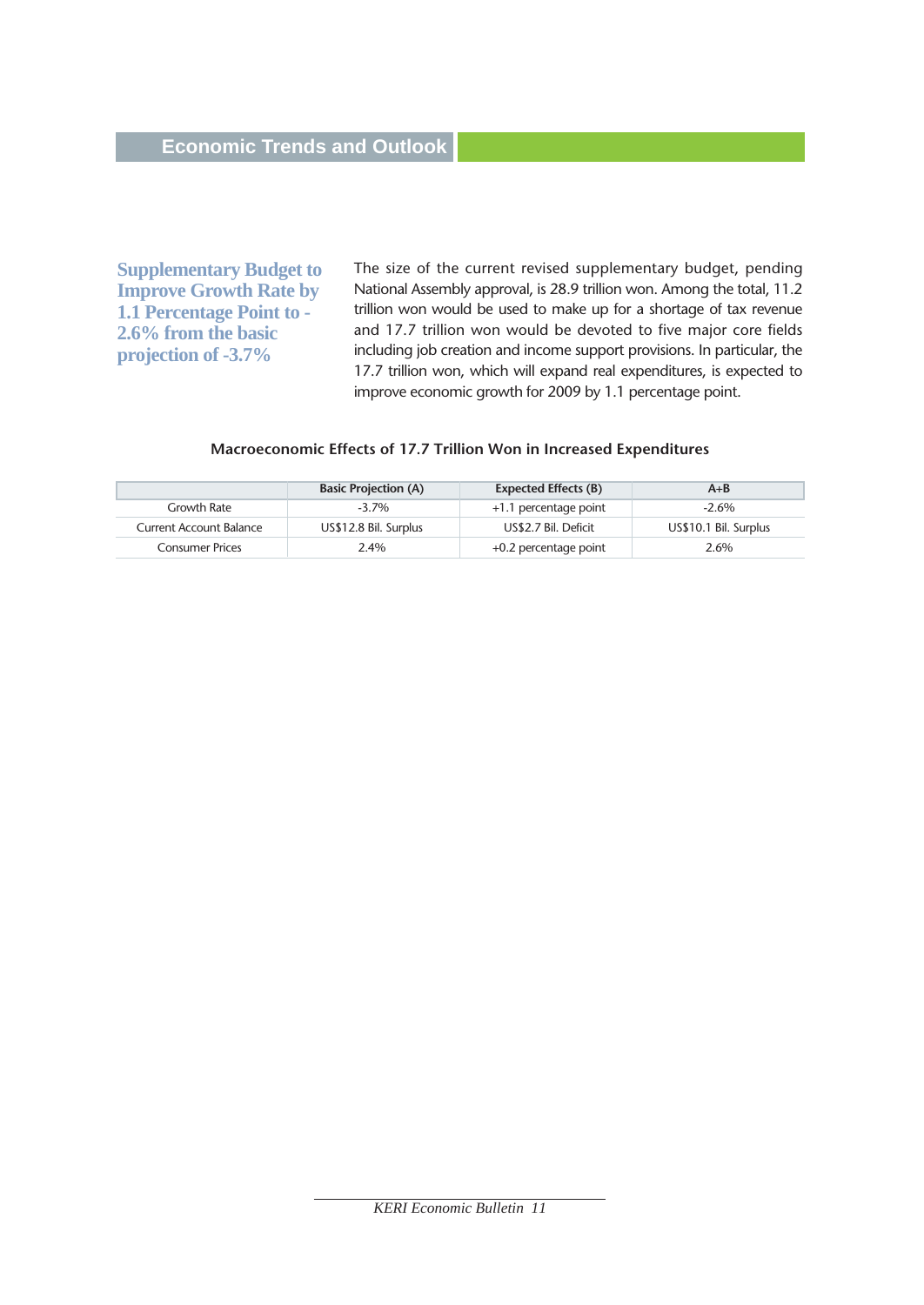## Supplementary Budget to Improve Growth Rate by 1.1 Percentage Point to -2.6% from the basic projection of -3.7%

The size of the current revised supplementary budget, pending National Assembly approval, is 28.9 trillion won. Among the total, 11.2 trillion won would be used to make up for a shortage of tax revenue and 17.7 trillion won would be devoted to five major core fields including job creation and income support provisions. In particular, the 17.7 trillion won, which will expand real expenditures, is expected to improve economic growth for 2009 by 1.1 percentage point.

**Macroeconomic Effects of 17.7 Trillion Won in Increased Expenditures**

| | Basic Projection (A) | Expected Effects (B) | A+B |
|---|---|---|---|
| Growth Rate | -3.7% | +1.1 percentage point | -2.6% |
| Current Account Balance | US$12.8 Bil. Surplus | US$2.7 Bil. Deficit | US$10.1 Bil. Surplus |
| Consumer Prices | 2.4% | +0.2 percentage point | 2.6% |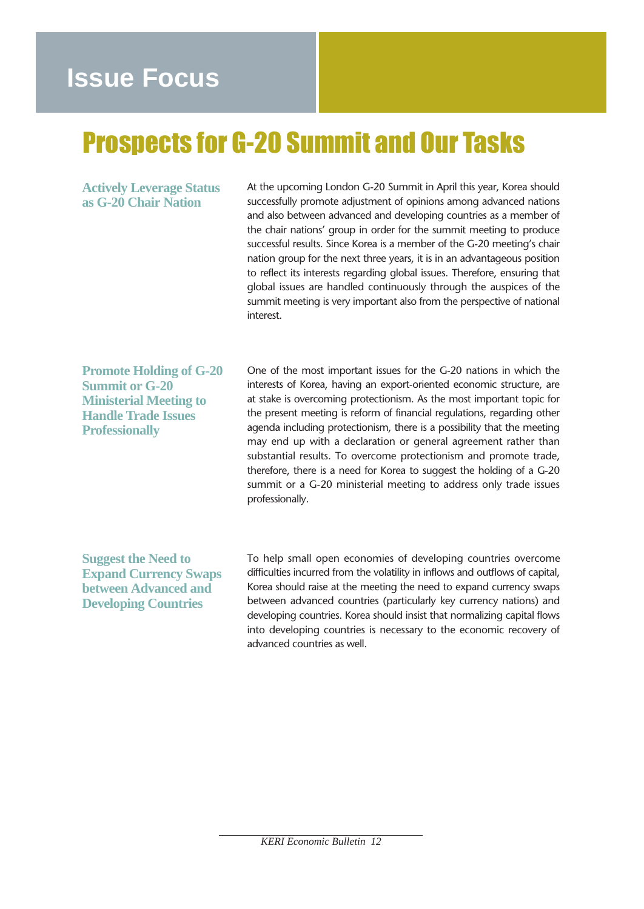# Issue Focus

## Prospects for G-20 Summit and Our Tasks

### Actively Leverage Status as G-20 Chair Nation

At the upcoming London G-20 Summit in April this year, Korea should successfully promote adjustment of opinions among advanced nations and also between advanced and developing countries as a member of the chair nations' group in order for the summit meeting to produce successful results. Since Korea is a member of the G-20 meeting's chair nation group for the next three years, it is in an advantageous position to reflect its interests regarding global issues. Therefore, ensuring that global issues are handled continuously through the auspices of the summit meeting is very important also from the perspective of national interest.

### Promote Holding of G-20 Summit or G-20 Ministerial Meeting to Handle Trade Issues Professionally

One of the most important issues for the G-20 nations in which the interests of Korea, having an export-oriented economic structure, are at stake is overcoming protectionism. As the most important topic for the present meeting is reform of financial regulations, regarding other agenda including protectionism, there is a possibility that the meeting may end up with a declaration or general agreement rather than substantial results. To overcome protectionism and promote trade, therefore, there is a need for Korea to suggest the holding of a G-20 summit or a G-20 ministerial meeting to address only trade issues professionally.

### Suggest the Need to Expand Currency Swaps between Advanced and Developing Countries

To help small open economies of developing countries overcome difficulties incurred from the volatility in inflows and outflows of capital, Korea should raise at the meeting the need to expand currency swaps between advanced countries (particularly key currency nations) and developing countries. Korea should insist that normalizing capital flows into developing countries is necessary to the economic recovery of advanced countries as well.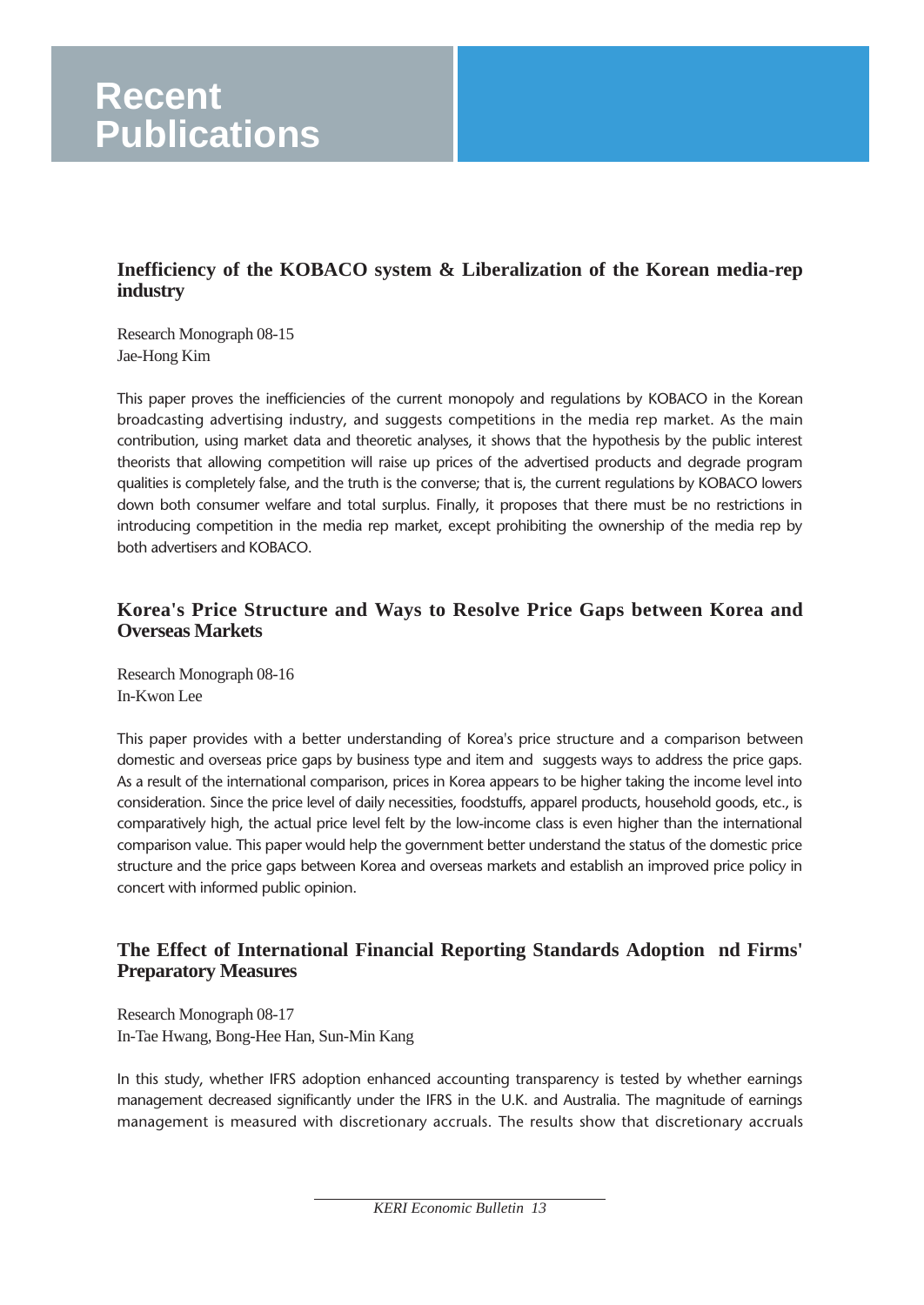# Recent Publications

## Inefficiency of the KOBACO system & Liberalization of the Korean media-rep industry

Research Monograph 08-15
Jae-Hong Kim

This paper proves the inefficiencies of the current monopoly and regulations by KOBACO in the Korean broadcasting advertising industry, and suggests competitions in the media rep market. As the main contribution, using market data and theoretic analyses, it shows that the hypothesis by the public interest theorists that allowing competition will raise up prices of the advertised products and degrade program qualities is completely false, and the truth is the converse; that is, the current regulations by KOBACO lowers down both consumer welfare and total surplus. Finally, it proposes that there must be no restrictions in introducing competition in the media rep market, except prohibiting the ownership of the media rep by both advertisers and KOBACO.

## Korea's Price Structure and Ways to Resolve Price Gaps between Korea and Overseas Markets

Research Monograph 08-16
In-Kwon Lee

This paper provides with a better understanding of Korea's price structure and a comparison between domestic and overseas price gaps by business type and item and  suggests ways to address the price gaps. As a result of the international comparison, prices in Korea appears to be higher taking the income level into consideration. Since the price level of daily necessities, foodstuffs, apparel products, household goods, etc., is comparatively high, the actual price level felt by the low-income class is even higher than the international comparison value. This paper would help the government better understand the status of the domestic price structure and the price gaps between Korea and overseas markets and establish an improved price policy in concert with informed public opinion.

## The Effect of International Financial Reporting Standards Adoption  nd Firms' Preparatory Measures

Research Monograph 08-17
In-Tae Hwang, Bong-Hee Han, Sun-Min Kang

In this study, whether IFRS adoption enhanced accounting transparency is tested by whether earnings management decreased significantly under the IFRS in the U.K. and Australia. The magnitude of earnings management is measured with discretionary accruals. The results show that discretionary accruals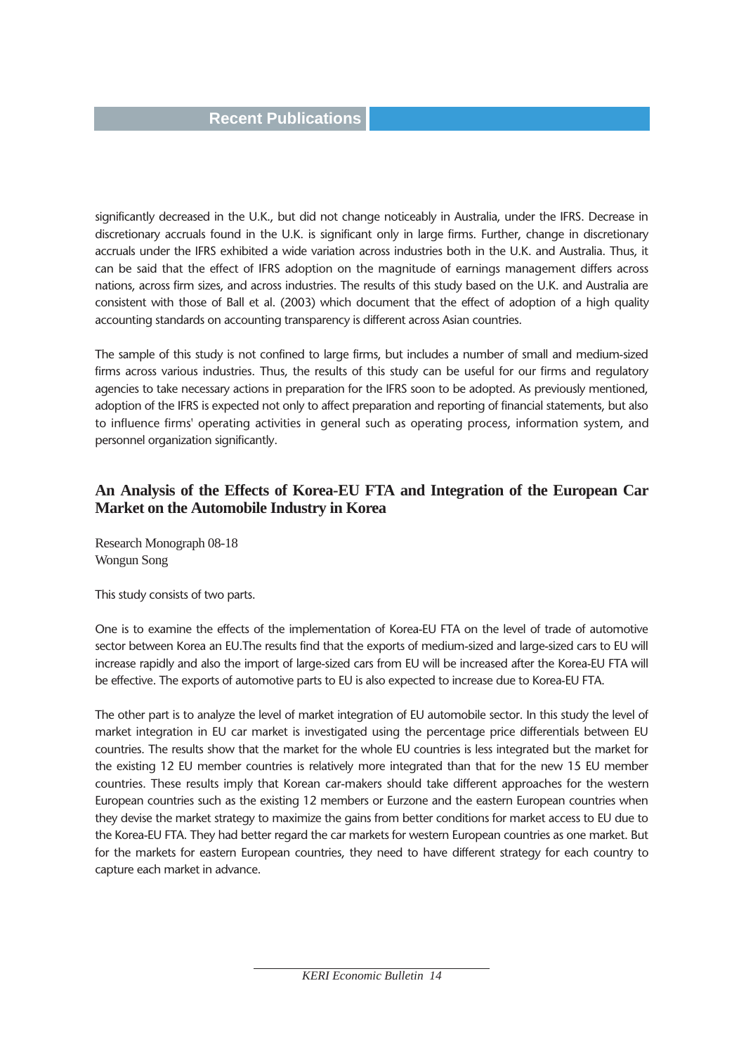significantly decreased in the U.K., but did not change noticeably in Australia, under the IFRS. Decrease in discretionary accruals found in the U.K. is significant only in large firms. Further, change in discretionary accruals under the IFRS exhibited a wide variation across industries both in the U.K. and Australia. Thus, it can be said that the effect of IFRS adoption on the magnitude of earnings management differs across nations, across firm sizes, and across industries. The results of this study based on the U.K. and Australia are consistent with those of Ball et al. (2003) which document that the effect of adoption of a high quality accounting standards on accounting transparency is different across Asian countries.

The sample of this study is not confined to large firms, but includes a number of small and medium-sized firms across various industries. Thus, the results of this study can be useful for our firms and regulatory agencies to take necessary actions in preparation for the IFRS soon to be adopted. As previously mentioned, adoption of the IFRS is expected not only to affect preparation and reporting of financial statements, but also to influence firms' operating activities in general such as operating process, information system, and personnel organization significantly.

## An Analysis of the Effects of Korea-EU FTA and Integration of the European Car Market on the Automobile Industry in Korea

Research Monograph 08-18
Wongun Song

This study consists of two parts.

One is to examine the effects of the implementation of Korea-EU FTA on the level of trade of automotive sector between Korea an EU.The results find that the exports of medium-sized and large-sized cars to EU will increase rapidly and also the import of large-sized cars from EU will be increased after the Korea-EU FTA will be effective. The exports of automotive parts to EU is also expected to increase due to Korea-EU FTA.

The other part is to analyze the level of market integration of EU automobile sector. In this study the level of market integration in EU car market is investigated using the percentage price differentials between EU countries. The results show that the market for the whole EU countries is less integrated but the market for the existing 12 EU member countries is relatively more integrated than that for the new 15 EU member countries. These results imply that Korean car-makers should take different approaches for the western European countries such as the existing 12 members or Eurzone and the eastern European countries when they devise the market strategy to maximize the gains from better conditions for market access to EU due to the Korea-EU FTA. They had better regard the car markets for western European countries as one market. But for the markets for eastern European countries, they need to have different strategy for each country to capture each market in advance.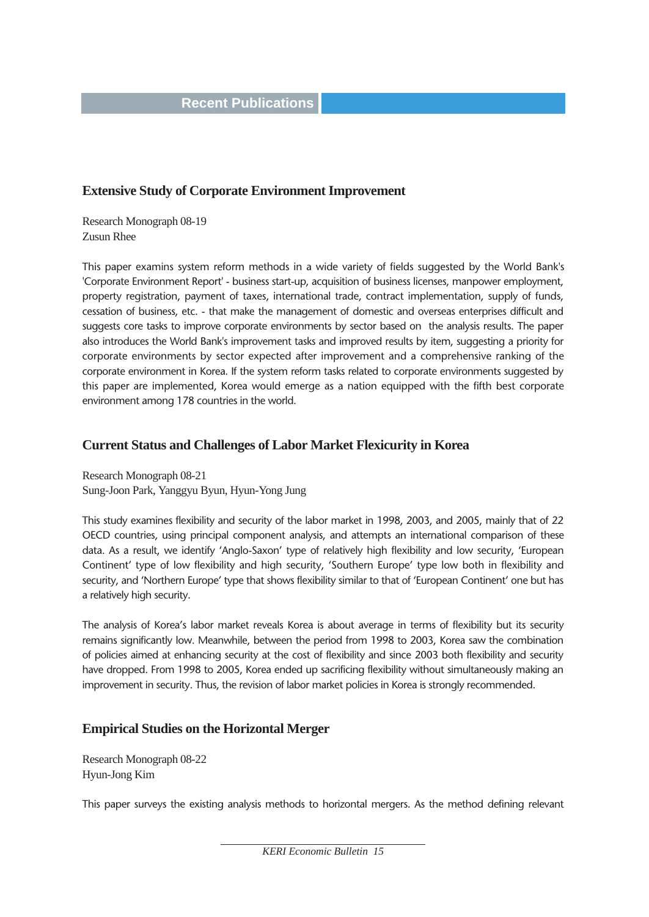## Recent Publications

### Extensive Study of Corporate Environment Improvement

Research Monograph 08-19
Zusun Rhee

This paper examins system reform methods in a wide variety of fields suggested by the World Bank's 'Corporate Environment Report' - business start-up, acquisition of business licenses, manpower employment, property registration, payment of taxes, international trade, contract implementation, supply of funds, cessation of business, etc. - that make the management of domestic and overseas enterprises difficult and suggests core tasks to improve corporate environments by sector based on the analysis results. The paper also introduces the World Bank's improvement tasks and improved results by item, suggesting a priority for corporate environments by sector expected after improvement and a comprehensive ranking of the corporate environment in Korea. If the system reform tasks related to corporate environments suggested by this paper are implemented, Korea would emerge as a nation equipped with the fifth best corporate environment among 178 countries in the world.

### Current Status and Challenges of Labor Market Flexicurity in Korea

Research Monograph 08-21
Sung-Joon Park, Yanggyu Byun, Hyun-Yong Jung

This study examines flexibility and security of the labor market in 1998, 2003, and 2005, mainly that of 22 OECD countries, using principal component analysis, and attempts an international comparison of these data. As a result, we identify 'Anglo-Saxon' type of relatively high flexibility and low security, 'European Continent' type of low flexibility and high security, 'Southern Europe' type low both in flexibility and security, and 'Northern Europe' type that shows flexibility similar to that of 'European Continent' one but has a relatively high security.

The analysis of Korea's labor market reveals Korea is about average in terms of flexibility but its security remains significantly low. Meanwhile, between the period from 1998 to 2003, Korea saw the combination of policies aimed at enhancing security at the cost of flexibility and since 2003 both flexibility and security have dropped. From 1998 to 2005, Korea ended up sacrificing flexibility without simultaneously making an improvement in security. Thus, the revision of labor market policies in Korea is strongly recommended.

### Empirical Studies on the Horizontal Merger

Research Monograph 08-22
Hyun-Jong Kim

This paper surveys the existing analysis methods to horizontal mergers. As the method defining relevant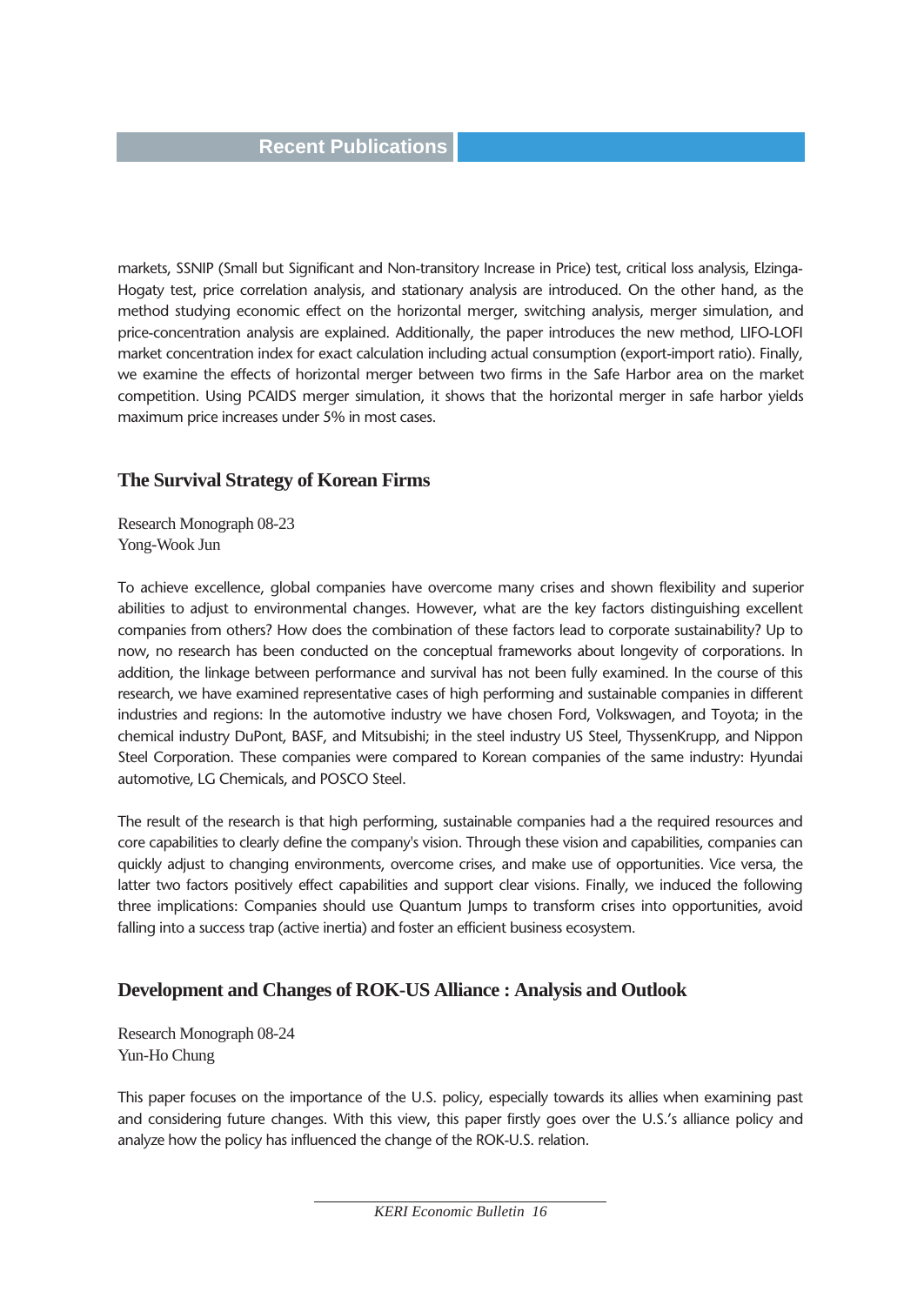markets, SSNIP (Small but Significant and Non-transitory Increase in Price) test, critical loss analysis, Elzinga-Hogaty test, price correlation analysis, and stationary analysis are introduced. On the other hand, as the method studying economic effect on the horizontal merger, switching analysis, merger simulation, and price-concentration analysis are explained. Additionally, the paper introduces the new method, LIFO-LOFI market concentration index for exact calculation including actual consumption (export-import ratio). Finally, we examine the effects of horizontal merger between two firms in the Safe Harbor area on the market competition. Using PCAIDS merger simulation, it shows that the horizontal merger in safe harbor yields maximum price increases under 5% in most cases.

## The Survival Strategy of Korean Firms

Research Monograph 08-23
Yong-Wook Jun

To achieve excellence, global companies have overcome many crises and shown flexibility and superior abilities to adjust to environmental changes. However, what are the key factors distinguishing excellent companies from others? How does the combination of these factors lead to corporate sustainability? Up to now, no research has been conducted on the conceptual frameworks about longevity of corporations. In addition, the linkage between performance and survival has not been fully examined. In the course of this research, we have examined representative cases of high performing and sustainable companies in different industries and regions: In the automotive industry we have chosen Ford, Volkswagen, and Toyota; in the chemical industry DuPont, BASF, and Mitsubishi; in the steel industry US Steel, ThyssenKrupp, and Nippon Steel Corporation. These companies were compared to Korean companies of the same industry: Hyundai automotive, LG Chemicals, and POSCO Steel.

The result of the research is that high performing, sustainable companies had a the required resources and core capabilities to clearly define the company's vision. Through these vision and capabilities, companies can quickly adjust to changing environments, overcome crises, and make use of opportunities. Vice versa, the latter two factors positively effect capabilities and support clear visions. Finally, we induced the following three implications: Companies should use Quantum Jumps to transform crises into opportunities, avoid falling into a success trap (active inertia) and foster an efficient business ecosystem.

## Development and Changes of ROK-US Alliance : Analysis and Outlook

Research Monograph 08-24
Yun-Ho Chung

This paper focuses on the importance of the U.S. policy, especially towards its allies when examining past and considering future changes. With this view, this paper firstly goes over the U.S.'s alliance policy and analyze how the policy has influenced the change of the ROK-U.S. relation.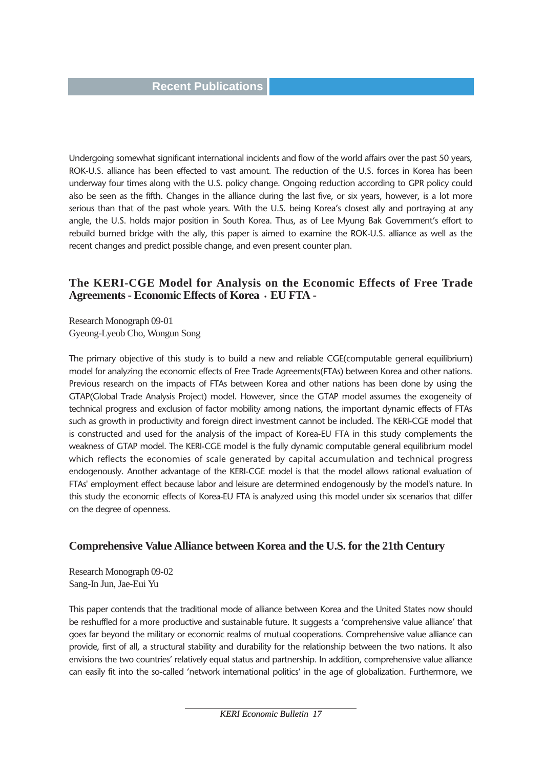## Recent Publications

Undergoing somewhat significant international incidents and flow of the world affairs over the past 50 years, ROK-U.S. alliance has been effected to vast amount. The reduction of the U.S. forces in Korea has been underway four times along with the U.S. policy change. Ongoing reduction according to GPR policy could also be seen as the fifth. Changes in the alliance during the last five, or six years, however, is a lot more serious than that of the past whole years. With the U.S. being Korea's closest ally and portraying at any angle, the U.S. holds major position in South Korea. Thus, as of Lee Myung Bak Government's effort to rebuild burned bridge with the ally, this paper is aimed to examine the ROK-U.S. alliance as well as the recent changes and predict possible change, and even present counter plan.

### The KERI-CGE Model for Analysis on the Economic Effects of Free Trade Agreements - Economic Effects of Korea · EU FTA -

Research Monograph 09-01
Gyeong-Lyeob Cho, Wongun Song

The primary objective of this study is to build a new and reliable CGE(computable general equilibrium) model for analyzing the economic effects of Free Trade Agreements(FTAs) between Korea and other nations. Previous research on the impacts of FTAs between Korea and other nations has been done by using the GTAP(Global Trade Analysis Project) model. However, since the GTAP model assumes the exogeneity of technical progress and exclusion of factor mobility among nations, the important dynamic effects of FTAs such as growth in productivity and foreign direct investment cannot be included. The KERI-CGE model that is constructed and used for the analysis of the impact of Korea-EU FTA in this study complements the weakness of GTAP model. The KERI-CGE model is the fully dynamic computable general equilibrium model which reflects the economies of scale generated by capital accumulation and technical progress endogenously. Another advantage of the KERI-CGE model is that the model allows rational evaluation of FTAs' employment effect because labor and leisure are determined endogenously by the model's nature. In this study the economic effects of Korea-EU FTA is analyzed using this model under six scenarios that differ on the degree of openness.

### Comprehensive Value Alliance between Korea and the U.S. for the 21th Century

Research Monograph 09-02
Sang-In Jun, Jae-Eui Yu

This paper contends that the traditional mode of alliance between Korea and the United States now should be reshuffled for a more productive and sustainable future. It suggests a 'comprehensive value alliance' that goes far beyond the military or economic realms of mutual cooperations. Comprehensive value alliance can provide, first of all, a structural stability and durability for the relationship between the two nations. It also envisions the two countries' relatively equal status and partnership. In addition, comprehensive value alliance can easily fit into the so-called 'network international politics' in the age of globalization. Furthermore, we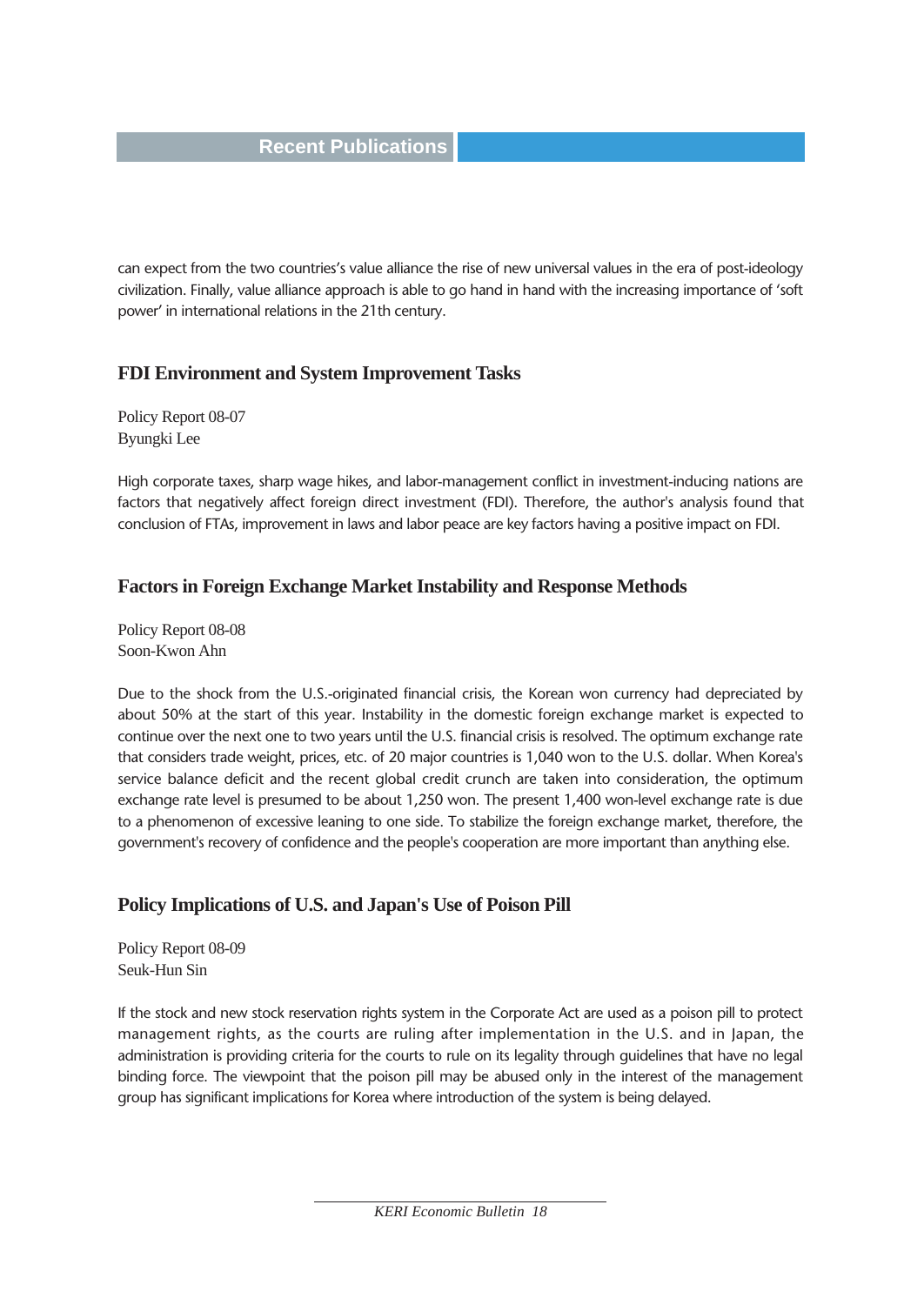## Recent Publications

can expect from the two countries's value alliance the rise of new universal values in the era of post-ideology civilization. Finally, value alliance approach is able to go hand in hand with the increasing importance of 'soft power' in international relations in the 21th century.

### FDI Environment and System Improvement Tasks

Policy Report 08-07
Byungki Lee

High corporate taxes, sharp wage hikes, and labor-management conflict in investment-inducing nations are factors that negatively affect foreign direct investment (FDI). Therefore, the author's analysis found that conclusion of FTAs, improvement in laws and labor peace are key factors having a positive impact on FDI.

### Factors in Foreign Exchange Market Instability and Response Methods

Policy Report 08-08
Soon-Kwon Ahn

Due to the shock from the U.S.-originated financial crisis, the Korean won currency had depreciated by about 50% at the start of this year. Instability in the domestic foreign exchange market is expected to continue over the next one to two years until the U.S. financial crisis is resolved. The optimum exchange rate that considers trade weight, prices, etc. of 20 major countries is 1,040 won to the U.S. dollar. When Korea's service balance deficit and the recent global credit crunch are taken into consideration, the optimum exchange rate level is presumed to be about 1,250 won. The present 1,400 won-level exchange rate is due to a phenomenon of excessive leaning to one side. To stabilize the foreign exchange market, therefore, the government's recovery of confidence and the people's cooperation are more important than anything else.

### Policy Implications of U.S. and Japan's Use of Poison Pill

Policy Report 08-09
Seuk-Hun Sin

If the stock and new stock reservation rights system in the Corporate Act are used as a poison pill to protect management rights, as the courts are ruling after implementation in the U.S. and in Japan, the administration is providing criteria for the courts to rule on its legality through guidelines that have no legal binding force. The viewpoint that the poison pill may be abused only in the interest of the management group has significant implications for Korea where introduction of the system is being delayed.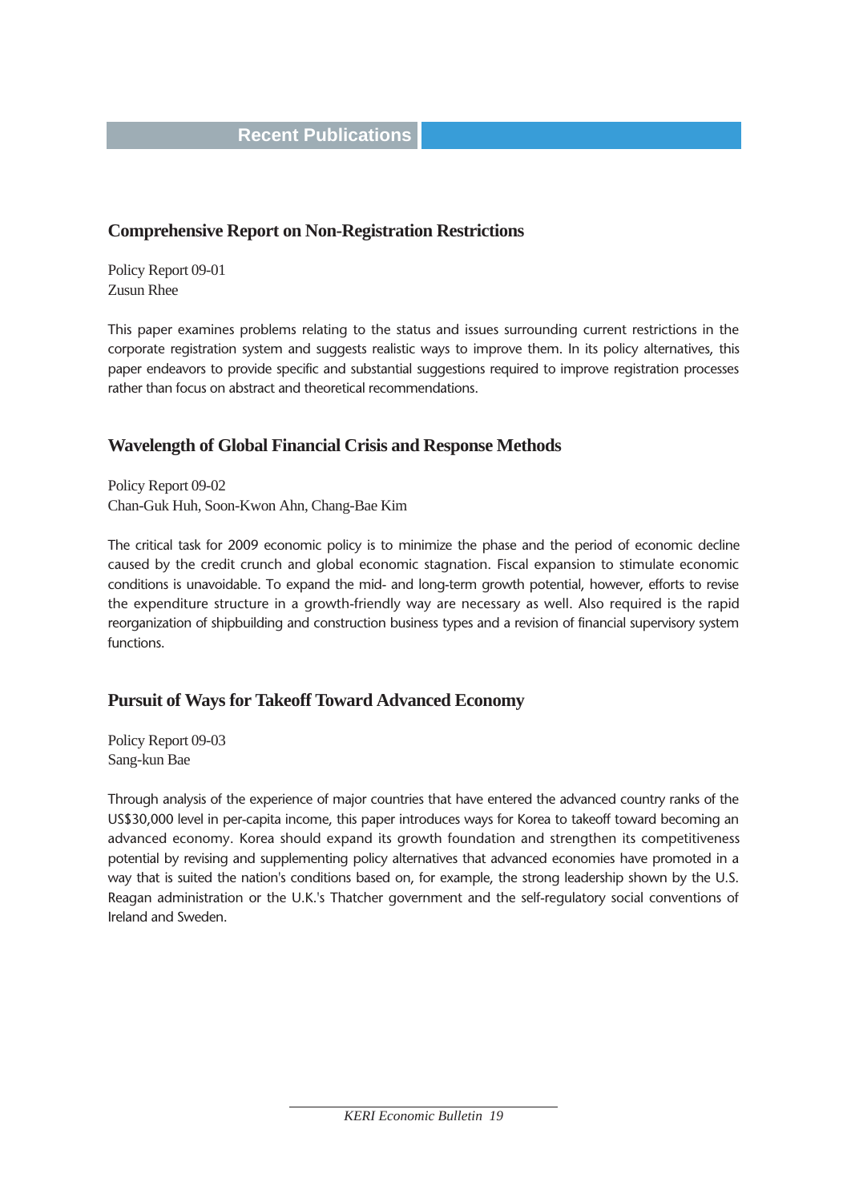## Recent Publications

### Comprehensive Report on Non-Registration Restrictions

Policy Report 09-01
Zusun Rhee

This paper examines problems relating to the status and issues surrounding current restrictions in the corporate registration system and suggests realistic ways to improve them. In its policy alternatives, this paper endeavors to provide specific and substantial suggestions required to improve registration processes rather than focus on abstract and theoretical recommendations.

### Wavelength of Global Financial Crisis and Response Methods

Policy Report 09-02
Chan-Guk Huh, Soon-Kwon Ahn, Chang-Bae Kim

The critical task for 2009 economic policy is to minimize the phase and the period of economic decline caused by the credit crunch and global economic stagnation. Fiscal expansion to stimulate economic conditions is unavoidable. To expand the mid- and long-term growth potential, however, efforts to revise the expenditure structure in a growth-friendly way are necessary as well. Also required is the rapid reorganization of shipbuilding and construction business types and a revision of financial supervisory system functions.

### Pursuit of Ways for Takeoff Toward Advanced Economy

Policy Report 09-03
Sang-kun Bae

Through analysis of the experience of major countries that have entered the advanced country ranks of the US$30,000 level in per-capita income, this paper introduces ways for Korea to takeoff toward becoming an advanced economy. Korea should expand its growth foundation and strengthen its competitiveness potential by revising and supplementing policy alternatives that advanced economies have promoted in a way that is suited the nation's conditions based on, for example, the strong leadership shown by the U.S. Reagan administration or the U.K.'s Thatcher government and the self-regulatory social conventions of Ireland and Sweden.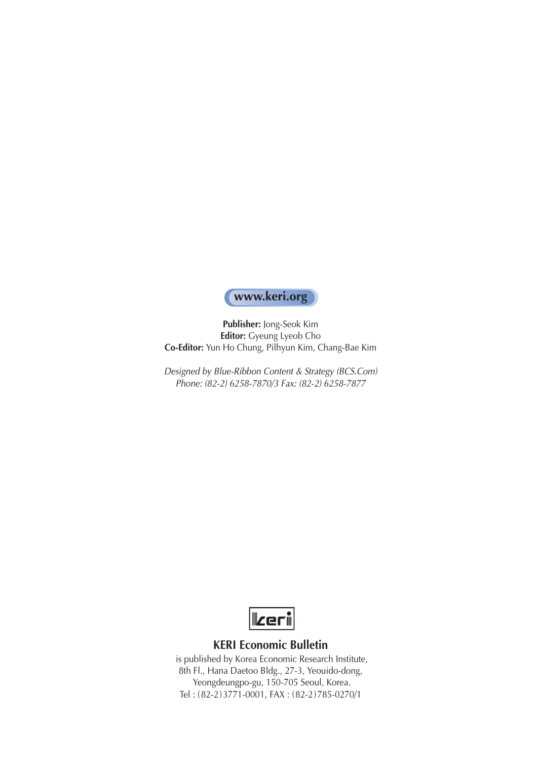www.keri.org

**Publisher:** Jong-Seok Kim
**Editor:** Gyeung Lyeob Cho
**Co-Editor:** Yun Ho Chung, Pilhyun Kim, Chang-Bae Kim

*Designed by Blue-Ribbon Content & Strategy (BCS.Com)*
*Phone: (82-2) 6258-7870/3 Fax: (82-2) 6258-7877*

keri

**KERI Economic Bulletin**

is published by Korea Economic Research Institute,
8th Fl., Hana Daetoo Bldg., 27-3, Yeouido-dong,
Yeongdeungpo-gu, 150-705 Seoul, Korea.
Tel : (82-2)3771-0001, FAX : (82-2)785-0270/1